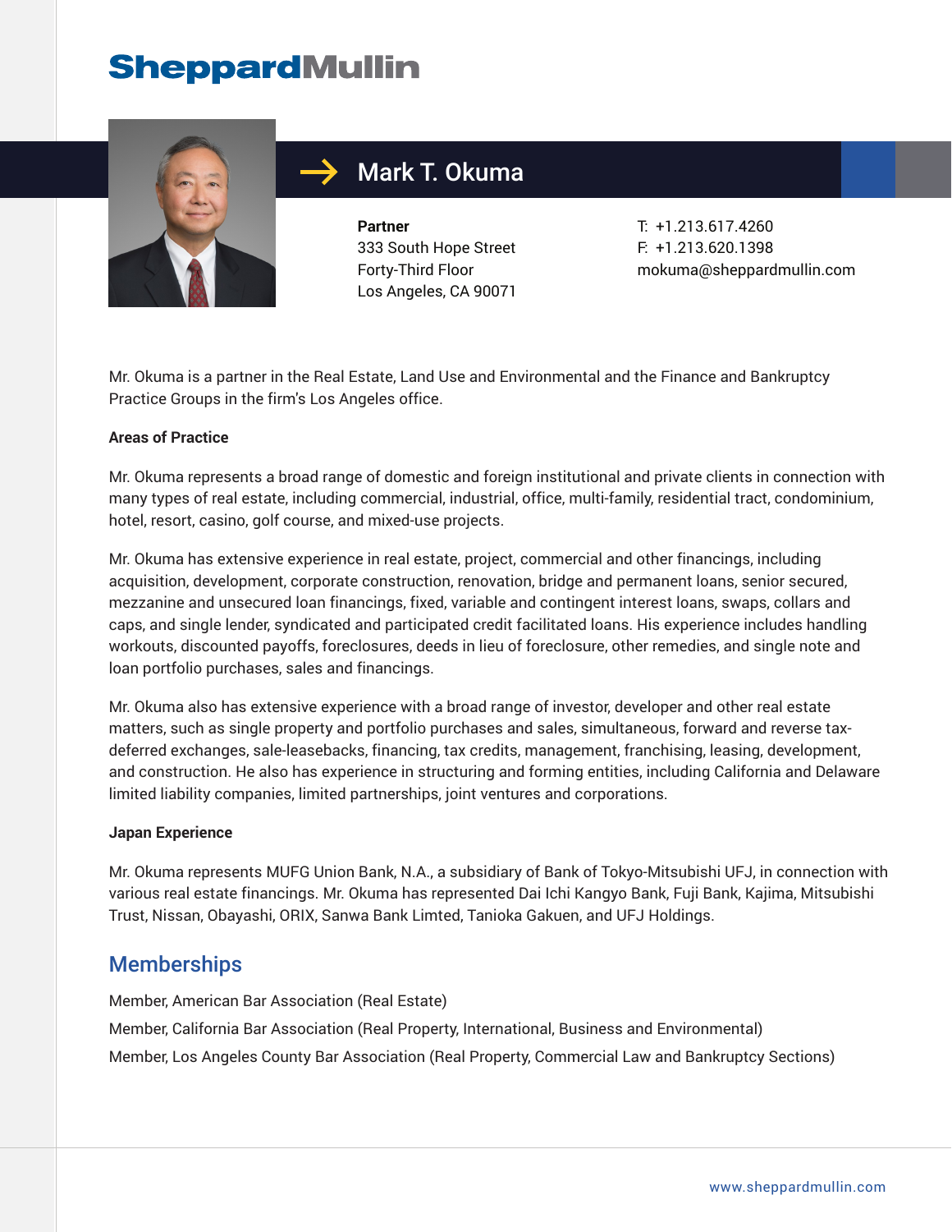SheppardMullin

# Mark T. Okuma

**Partner**
333 South Hope Street
Forty-Third Floor
Los Angeles, CA 90071

T: +1.213.617.4260
F: +1.213.620.1398
mokuma@sheppardmullin.com

Mr. Okuma is a partner in the Real Estate, Land Use and Environmental and the Finance and Bankruptcy Practice Groups in the firm's Los Angeles office.

**Areas of Practice**

Mr. Okuma represents a broad range of domestic and foreign institutional and private clients in connection with many types of real estate, including commercial, industrial, office, multi-family, residential tract, condominium, hotel, resort, casino, golf course, and mixed-use projects.

Mr. Okuma has extensive experience in real estate, project, commercial and other financings, including acquisition, development, corporate construction, renovation, bridge and permanent loans, senior secured, mezzanine and unsecured loan financings, fixed, variable and contingent interest loans, swaps, collars and caps, and single lender, syndicated and participated credit facilitated loans. His experience includes handling workouts, discounted payoffs, foreclosures, deeds in lieu of foreclosure, other remedies, and single note and loan portfolio purchases, sales and financings.

Mr. Okuma also has extensive experience with a broad range of investor, developer and other real estate matters, such as single property and portfolio purchases and sales, simultaneous, forward and reverse tax-deferred exchanges, sale-leasebacks, financing, tax credits, management, franchising, leasing, development, and construction. He also has experience in structuring and forming entities, including California and Delaware limited liability companies, limited partnerships, joint ventures and corporations.

**Japan Experience**

Mr. Okuma represents MUFG Union Bank, N.A., a subsidiary of Bank of Tokyo-Mitsubishi UFJ, in connection with various real estate financings. Mr. Okuma has represented Dai Ichi Kangyo Bank, Fuji Bank, Kajima, Mitsubishi Trust, Nissan, Obayashi, ORIX, Sanwa Bank Limted, Tanioka Gakuen, and UFJ Holdings.

## Memberships

Member, American Bar Association (Real Estate)

Member, California Bar Association (Real Property, International, Business and Environmental)

Member, Los Angeles County Bar Association (Real Property, Commercial Law and Bankruptcy Sections)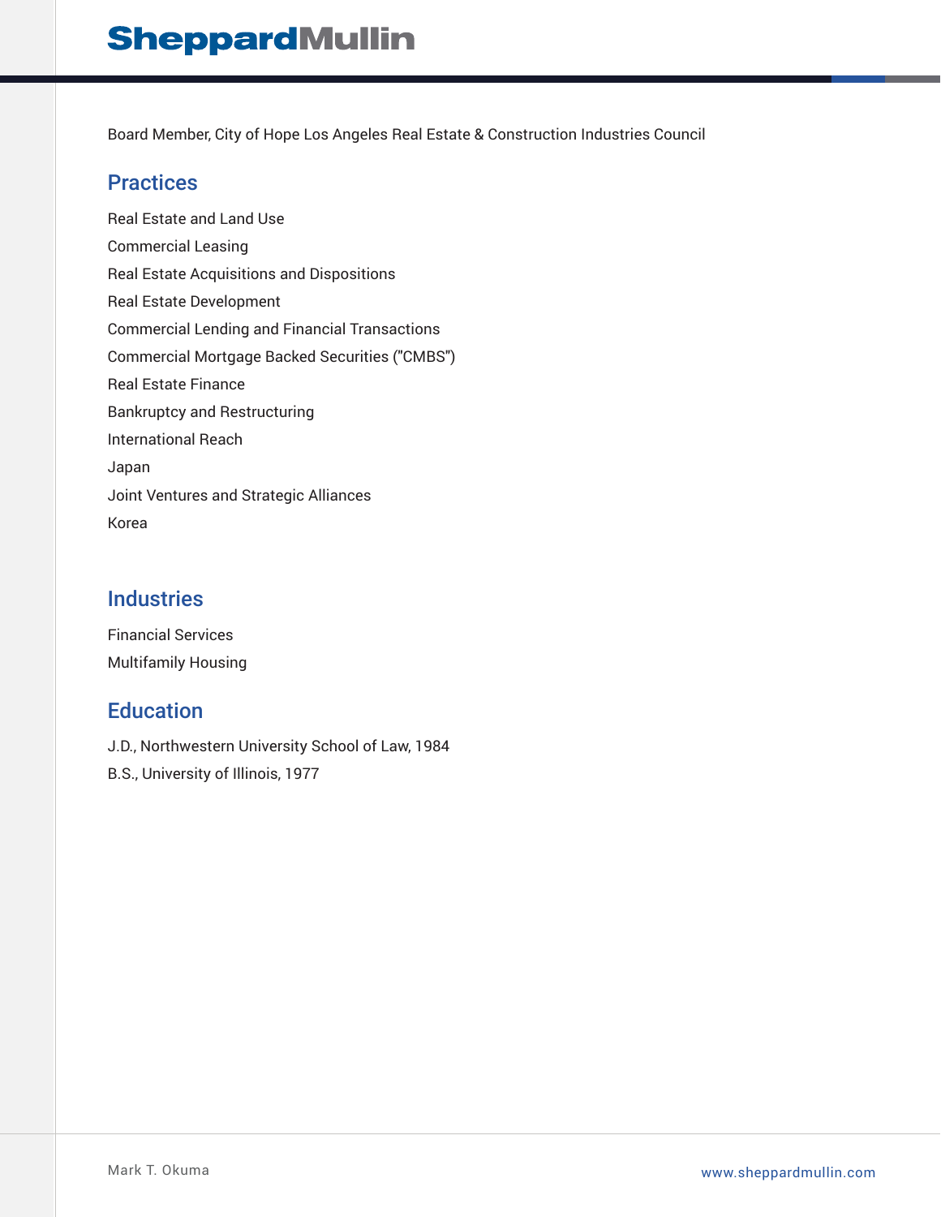Board Member, City of Hope Los Angeles Real Estate & Construction Industries Council

## Practices

Real Estate and Land Use

Commercial Leasing

Real Estate Acquisitions and Dispositions

Real Estate Development

Commercial Lending and Financial Transactions

Commercial Mortgage Backed Securities ("CMBS")

Real Estate Finance

Bankruptcy and Restructuring

International Reach

Japan

Joint Ventures and Strategic Alliances

Korea

## Industries

Financial Services

Multifamily Housing

## Education

J.D., Northwestern University School of Law, 1984

B.S., University of Illinois, 1977